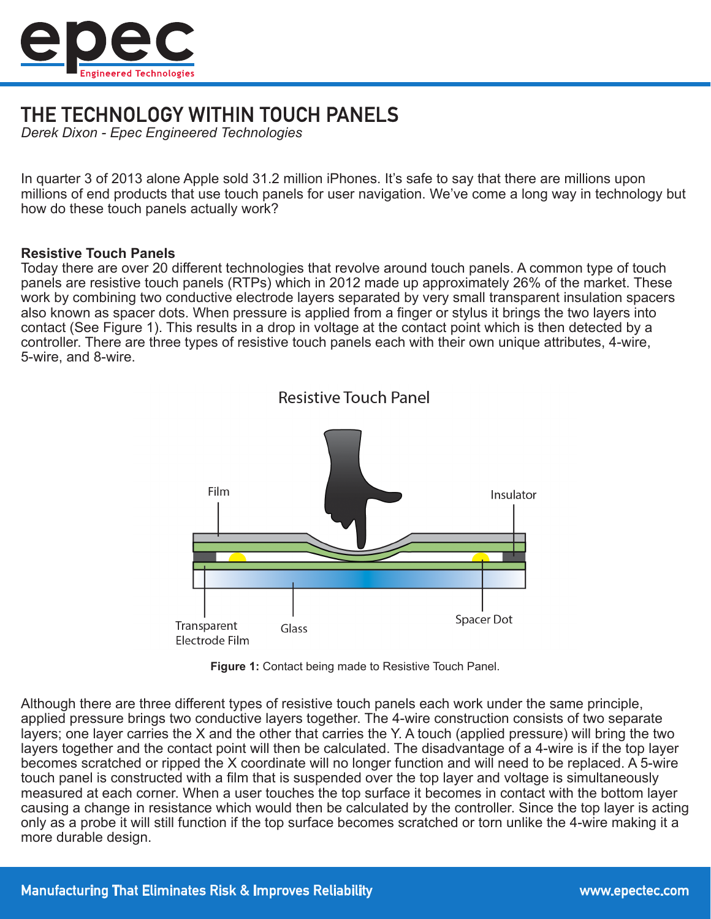# THE TECHNOLOGY WITHIN TOUCH PANELS

*Derek Dixon - Epec Engineered Technologies*

In quarter 3 of 2013 alone Apple sold 31.2 million iPhones. It's safe to say that there are millions upon millions of end products that use touch panels for user navigation. We've come a long way in technology but how do these touch panels actually work?

## Resistive Touch Panels

Today there are over 20 different technologies that revolve around touch panels. A common type of touch panels are resistive touch panels (RTPs) which in 2012 made up approximately 26% of the market. These work by combining two conductive electrode layers separated by very small transparent insulation spacers also known as spacer dots. When pressure is applied from a finger or stylus it brings the two layers into contact (See Figure 1). This results in a drop in voltage at the contact point which is then detected by a controller. There are three types of resistive touch panels each with their own unique attributes, 4-wire, 5-wire, and 8-wire.

Resistive Touch Panel

Film, Insulator, Transparent Electrode Film, Glass, Spacer Dot

**Figure 1:** Contact being made to Resistive Touch Panel.

Although there are three different types of resistive touch panels each work under the same principle, applied pressure brings two conductive layers together. The 4-wire construction consists of two separate layers; one layer carries the X and the other that carries the Y. A touch (applied pressure) will bring the two layers together and the contact point will then be calculated. The disadvantage of a 4-wire is if the top layer becomes scratched or ripped the X coordinate will no longer function and will need to be replaced. A 5-wire touch panel is constructed with a film that is suspended over the top layer and voltage is simultaneously measured at each corner. When a user touches the top surface it becomes in contact with the bottom layer causing a change in resistance which would then be calculated by the controller. Since the top layer is acting only as a probe it will still function if the top surface becomes scratched or torn unlike the 4-wire making it a more durable design.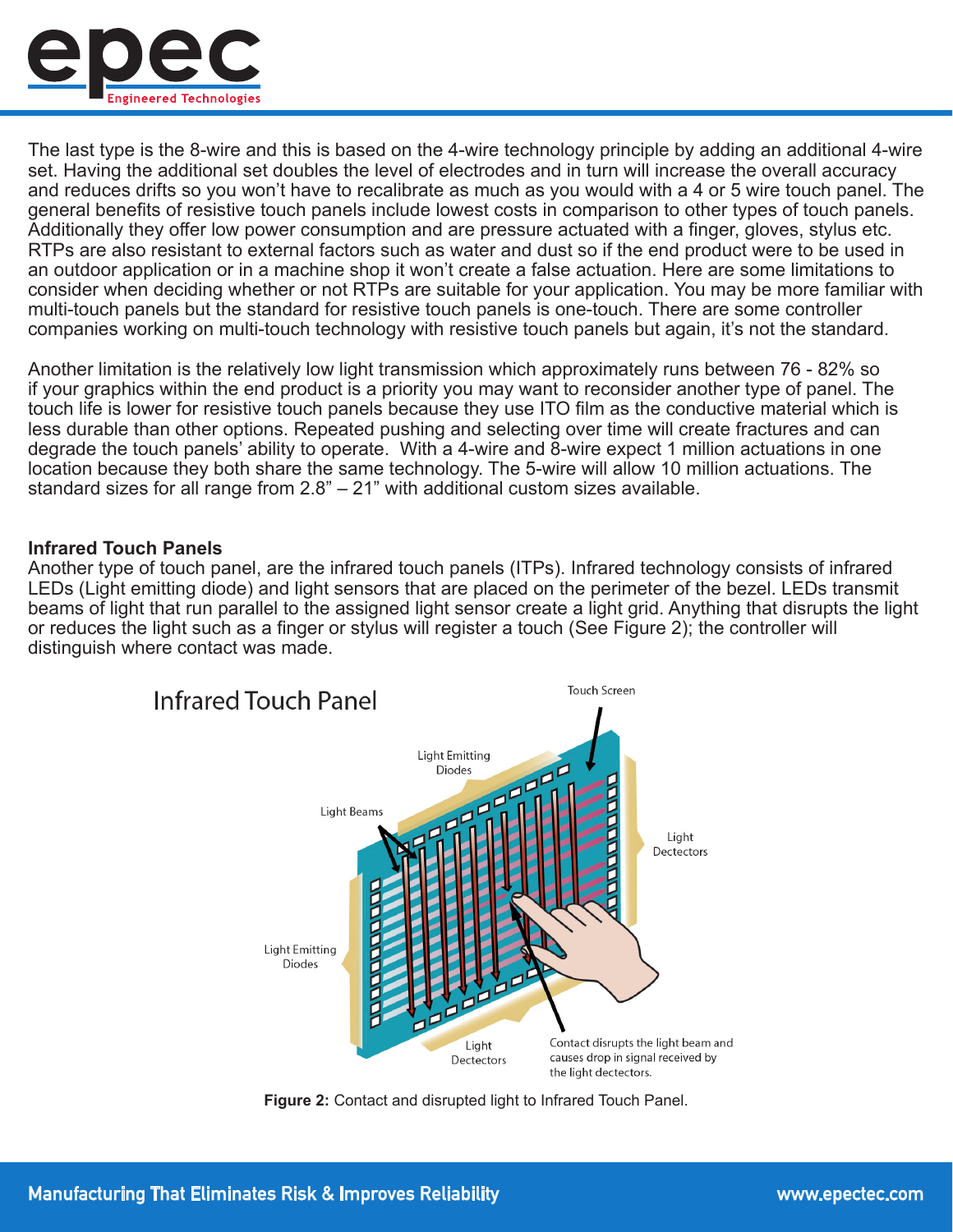The last type is the 8-wire and this is based on the 4-wire technology principle by adding an additional 4-wire set. Having the additional set doubles the level of electrodes and in turn will increase the overall accuracy and reduces drifts so you won't have to recalibrate as much as you would with a 4 or 5 wire touch panel. The general benefits of resistive touch panels include lowest costs in comparison to other types of touch panels. Additionally they offer low power consumption and are pressure actuated with a finger, gloves, stylus etc. RTPs are also resistant to external factors such as water and dust so if the end product were to be used in an outdoor application or in a machine shop it won't create a false actuation. Here are some limitations to consider when deciding whether or not RTPs are suitable for your application. You may be more familiar with multi-touch panels but the standard for resistive touch panels is one-touch. There are some controller companies working on multi-touch technology with resistive touch panels but again, it's not the standard.

Another limitation is the relatively low light transmission which approximately runs between 76 - 82% so if your graphics within the end product is a priority you may want to reconsider another type of panel. The touch life is lower for resistive touch panels because they use ITO film as the conductive material which is less durable than other options. Repeated pushing and selecting over time will create fractures and can degrade the touch panels' ability to operate. With a 4-wire and 8-wire expect 1 million actuations in one location because they both share the same technology. The 5-wire will allow 10 million actuations. The standard sizes for all range from 2.8" – 21" with additional custom sizes available.

**Infrared Touch Panels**

Another type of touch panel, are the infrared touch panels (ITPs). Infrared technology consists of infrared LEDs (Light emitting diode) and light sensors that are placed on the perimeter of the bezel. LEDs transmit beams of light that run parallel to the assigned light sensor create a light grid. Anything that disrupts the light or reduces the light such as a finger or stylus will register a touch (See Figure 2); the controller will distinguish where contact was made.

Infrared Touch Panel

Touch Screen

Light Emitting Diodes

Light Beams

Light Dectectors

Light Emitting Diodes

Light Dectectors

Contact disrupts the light beam and causes drop in signal received by the light dectectors.

**Figure 2:** Contact and disrupted light to Infrared Touch Panel.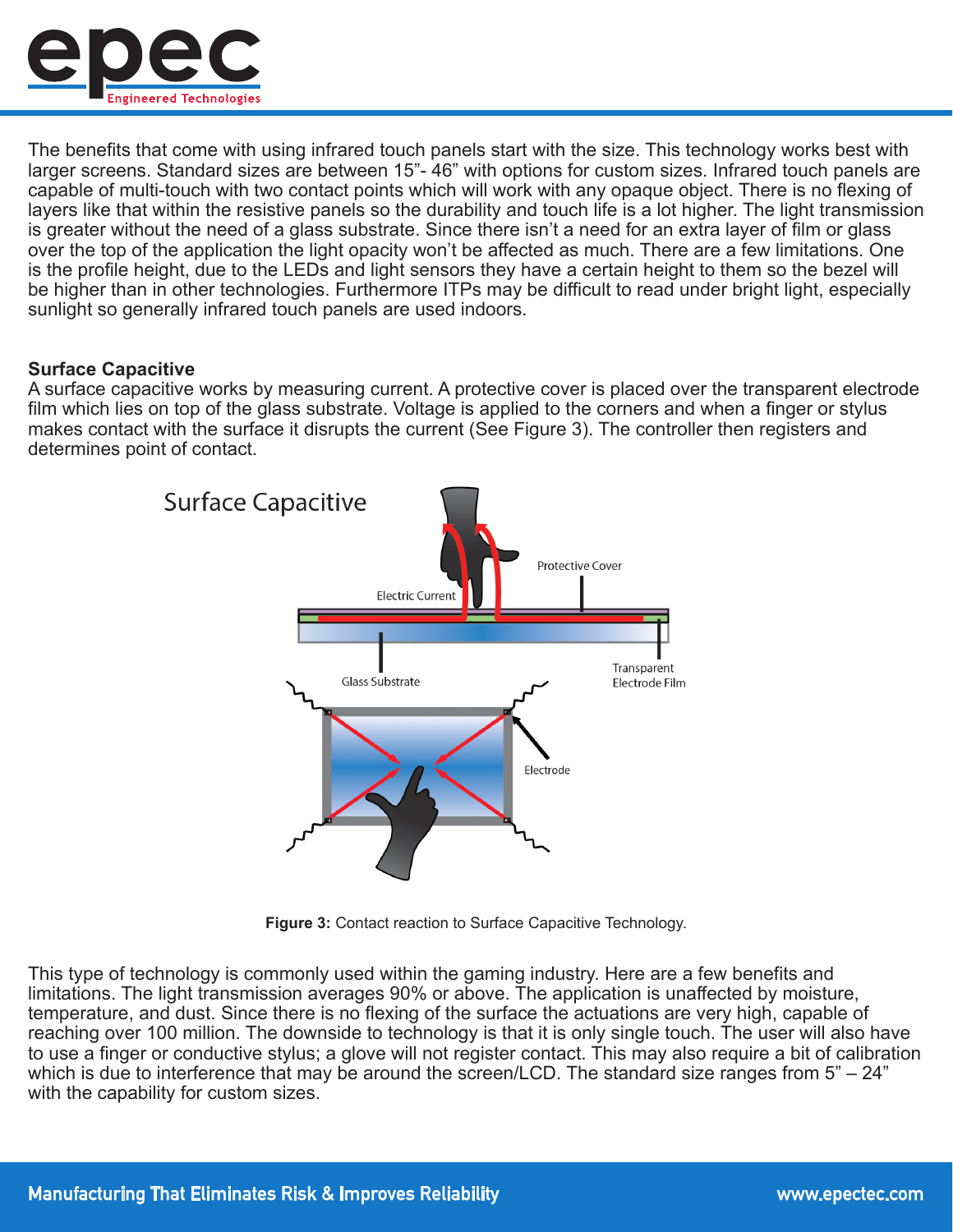The benefits that come with using infrared touch panels start with the size. This technology works best with larger screens. Standard sizes are between 15”- 46” with options for custom sizes. Infrared touch panels are capable of multi-touch with two contact points which will work with any opaque object. There is no flexing of layers like that within the resistive panels so the durability and touch life is a lot higher. The light transmission is greater without the need of a glass substrate. Since there isn’t a need for an extra layer of film or glass over the top of the application the light opacity won’t be affected as much. There are a few limitations. One is the profile height, due to the LEDs and light sensors they have a certain height to them so the bezel will be higher than in other technologies. Furthermore ITPs may be difficult to read under bright light, especially sunlight so generally infrared touch panels are used indoors.

**Surface Capacitive**

A surface capacitive works by measuring current. A protective cover is placed over the transparent electrode film which lies on top of the glass substrate. Voltage is applied to the corners and when a finger or stylus makes contact with the surface it disrupts the current (See Figure 3). The controller then registers and determines point of contact.

**Figure 3:** Contact reaction to Surface Capacitive Technology.

This type of technology is commonly used within the gaming industry. Here are a few benefits and limitations. The light transmission averages 90% or above. The application is unaffected by moisture, temperature, and dust. Since there is no flexing of the surface the actuations are very high, capable of reaching over 100 million. The downside to technology is that it is only single touch. The user will also have to use a finger or conductive stylus; a glove will not register contact. This may also require a bit of calibration which is due to interference that may be around the screen/LCD. The standard size ranges from 5” – 24” with the capability for custom sizes.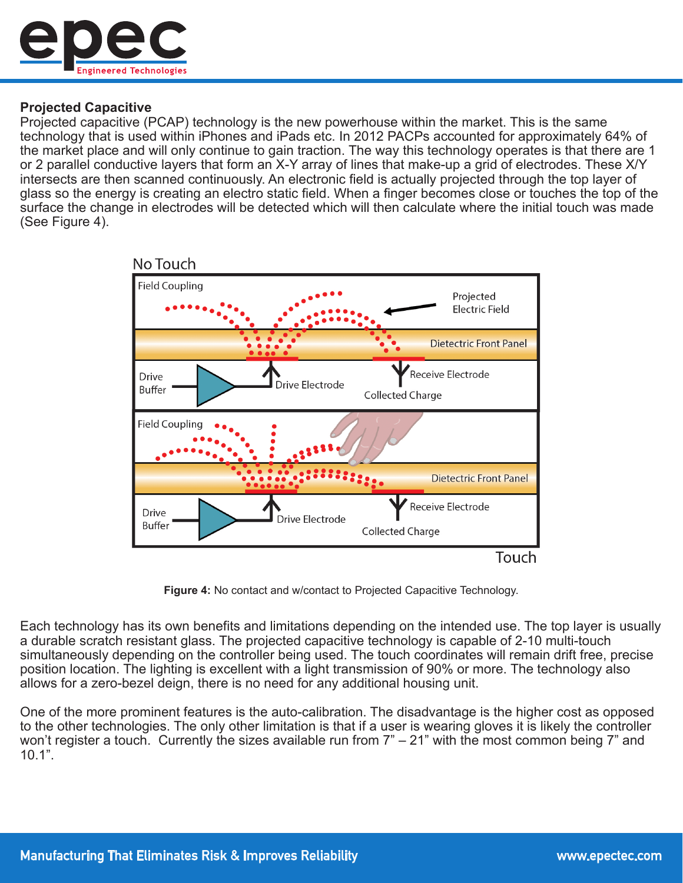**Projected Capacitive**

Projected capacitive (PCAP) technology is the new powerhouse within the market. This is the same technology that is used within iPhones and iPads etc. In 2012 PACPs accounted for approximately 64% of the market place and will only continue to gain traction. The way this technology operates is that there are 1 or 2 parallel conductive layers that form an X-Y array of lines that make-up a grid of electrodes. These X/Y intersects are then scanned continuously. An electronic field is actually projected through the top layer of glass so the energy is creating an electro static field. When a finger becomes close or touches the top of the surface the change in electrodes will be detected which will then calculate where the initial touch was made (See Figure 4).

**Figure 4:** No contact and w/contact to Projected Capacitive Technology.

Each technology has its own benefits and limitations depending on the intended use. The top layer is usually a durable scratch resistant glass. The projected capacitive technology is capable of 2-10 multi-touch simultaneously depending on the controller being used. The touch coordinates will remain drift free, precise position location. The lighting is excellent with a light transmission of 90% or more. The technology also allows for a zero-bezel deign, there is no need for any additional housing unit.

One of the more prominent features is the auto-calibration. The disadvantage is the higher cost as opposed to the other technologies. The only other limitation is that if a user is wearing gloves it is likely the controller won't register a touch. Currently the sizes available run from 7" – 21" with the most common being 7" and 10.1".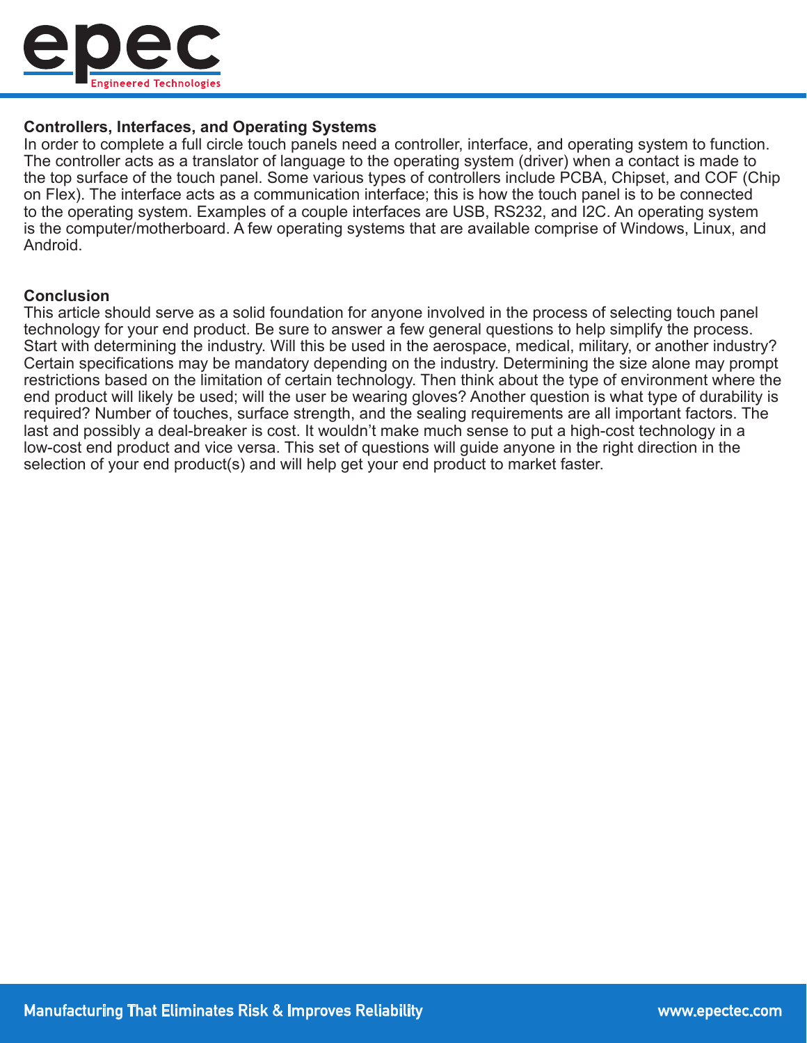## Controllers, Interfaces, and Operating Systems

In order to complete a full circle touch panels need a controller, interface, and operating system to function. The controller acts as a translator of language to the operating system (driver) when a contact is made to the top surface of the touch panel. Some various types of controllers include PCBA, Chipset, and COF (Chip on Flex). The interface acts as a communication interface; this is how the touch panel is to be connected to the operating system. Examples of a couple interfaces are USB, RS232, and I2C. An operating system is the computer/motherboard. A few operating systems that are available comprise of Windows, Linux, and Android.

## Conclusion

This article should serve as a solid foundation for anyone involved in the process of selecting touch panel technology for your end product. Be sure to answer a few general questions to help simplify the process. Start with determining the industry. Will this be used in the aerospace, medical, military, or another industry? Certain specifications may be mandatory depending on the industry. Determining the size alone may prompt restrictions based on the limitation of certain technology. Then think about the type of environment where the end product will likely be used; will the user be wearing gloves? Another question is what type of durability is required? Number of touches, surface strength, and the sealing requirements are all important factors. The last and possibly a deal-breaker is cost. It wouldn't make much sense to put a high-cost technology in a low-cost end product and vice versa. This set of questions will guide anyone in the right direction in the selection of your end product(s) and will help get your end product to market faster.